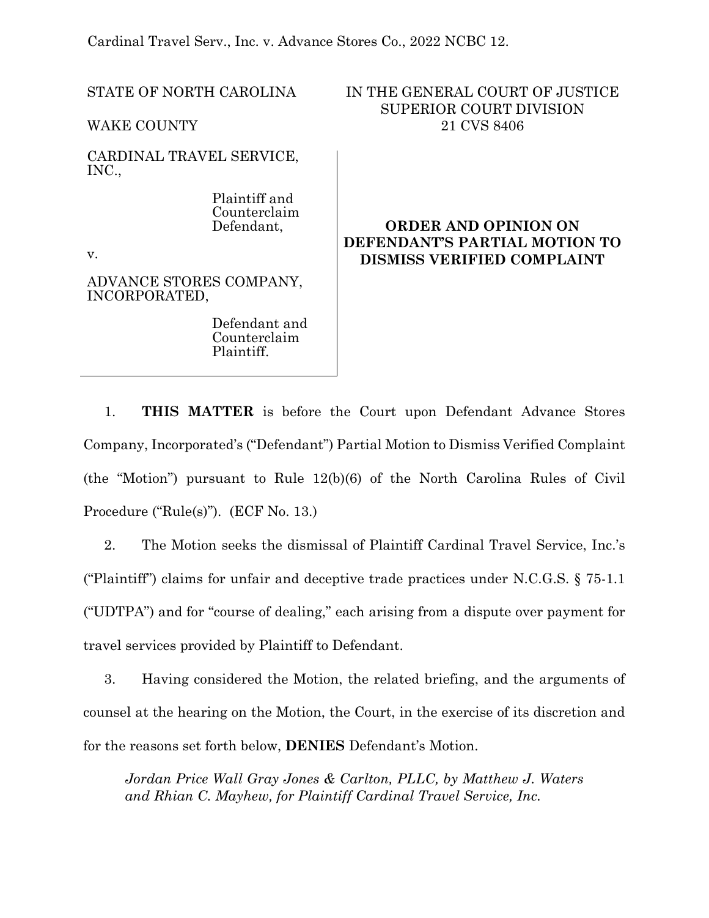Cardinal Travel Serv., Inc. v. Advance Stores Co., 2022 NCBC 12.

| | |
|---|---|
| STATE OF NORTH CAROLINA<br><br>WAKE COUNTY | IN THE GENERAL COURT OF JUSTICE<br>SUPERIOR COURT DIVISION<br>21 CVS 8406 |
| CARDINAL TRAVEL SERVICE, INC.,<br><br>Plaintiff and Counterclaim Defendant,<br><br>v.<br><br>ADVANCE STORES COMPANY, INCORPORATED,<br><br>Defendant and Counterclaim Plaintiff. | **ORDER AND OPINION ON DEFENDANT'S PARTIAL MOTION TO DISMISS VERIFIED COMPLAINT** |

1. **THIS MATTER** is before the Court upon Defendant Advance Stores Company, Incorporated's ("Defendant") Partial Motion to Dismiss Verified Complaint (the "Motion") pursuant to Rule 12(b)(6) of the North Carolina Rules of Civil Procedure ("Rule(s)"). (ECF No. 13.)

2. The Motion seeks the dismissal of Plaintiff Cardinal Travel Service, Inc.'s ("Plaintiff") claims for unfair and deceptive trade practices under N.C.G.S. § 75-1.1 ("UDTPA") and for "course of dealing," each arising from a dispute over payment for travel services provided by Plaintiff to Defendant.

3. Having considered the Motion, the related briefing, and the arguments of counsel at the hearing on the Motion, the Court, in the exercise of its discretion and for the reasons set forth below, **DENIES** Defendant's Motion.

*Jordan Price Wall Gray Jones & Carlton, PLLC, by Matthew J. Waters and Rhian C. Mayhew, for Plaintiff Cardinal Travel Service, Inc.*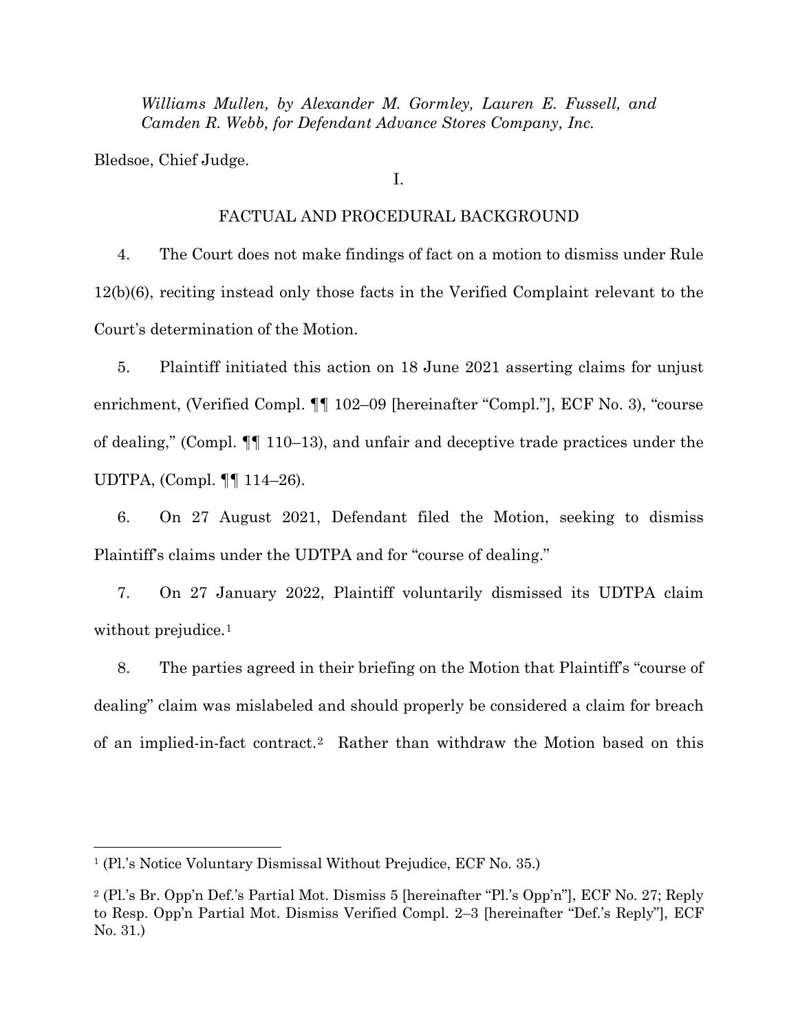*Williams Mullen, by Alexander M. Gormley, Lauren E. Fussell, and Camden R. Webb, for Defendant Advance Stores Company, Inc.*

Bledsoe, Chief Judge.

I.

FACTUAL AND PROCEDURAL BACKGROUND

4. The Court does not make findings of fact on a motion to dismiss under Rule 12(b)(6), reciting instead only those facts in the Verified Complaint relevant to the Court's determination of the Motion.

5. Plaintiff initiated this action on 18 June 2021 asserting claims for unjust enrichment, (Verified Compl. ¶¶ 102–09 [hereinafter "Compl."], ECF No. 3), "course of dealing," (Compl. ¶¶ 110–13), and unfair and deceptive trade practices under the UDTPA, (Compl. ¶¶ 114–26).

6. On 27 August 2021, Defendant filed the Motion, seeking to dismiss Plaintiff's claims under the UDTPA and for "course of dealing."

7. On 27 January 2022, Plaintiff voluntarily dismissed its UDTPA claim without prejudice.[1]

8. The parties agreed in their briefing on the Motion that Plaintiff's "course of dealing" claim was mislabeled and should properly be considered a claim for breach of an implied-in-fact contract.[2] Rather than withdraw the Motion based on this

---

[1] (Pl.'s Notice Voluntary Dismissal Without Prejudice, ECF No. 35.)

[2] (Pl.'s Br. Opp'n Def.'s Partial Mot. Dismiss 5 [hereinafter "Pl.'s Opp'n"], ECF No. 27; Reply to Resp. Opp'n Partial Mot. Dismiss Verified Compl. 2–3 [hereinafter "Def.'s Reply"], ECF No. 31.)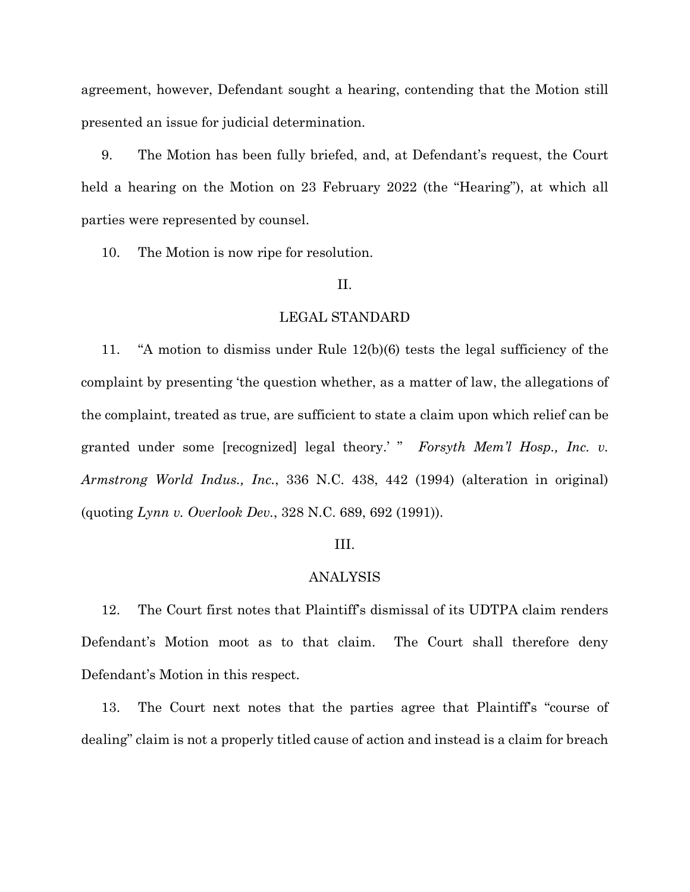agreement, however, Defendant sought a hearing, contending that the Motion still presented an issue for judicial determination.

9. The Motion has been fully briefed, and, at Defendant's request, the Court held a hearing on the Motion on 23 February 2022 (the "Hearing"), at which all parties were represented by counsel.

10. The Motion is now ripe for resolution.

## II.

## LEGAL STANDARD

11. "A motion to dismiss under Rule 12(b)(6) tests the legal sufficiency of the complaint by presenting 'the question whether, as a matter of law, the allegations of the complaint, treated as true, are sufficient to state a claim upon which relief can be granted under some [recognized] legal theory.' " *Forsyth Mem'l Hosp., Inc. v. Armstrong World Indus., Inc.*, 336 N.C. 438, 442 (1994) (alteration in original) (quoting *Lynn v. Overlook Dev.*, 328 N.C. 689, 692 (1991)).

## III.

## ANALYSIS

12. The Court first notes that Plaintiff's dismissal of its UDTPA claim renders Defendant's Motion moot as to that claim. The Court shall therefore deny Defendant's Motion in this respect.

13. The Court next notes that the parties agree that Plaintiff's "course of dealing" claim is not a properly titled cause of action and instead is a claim for breach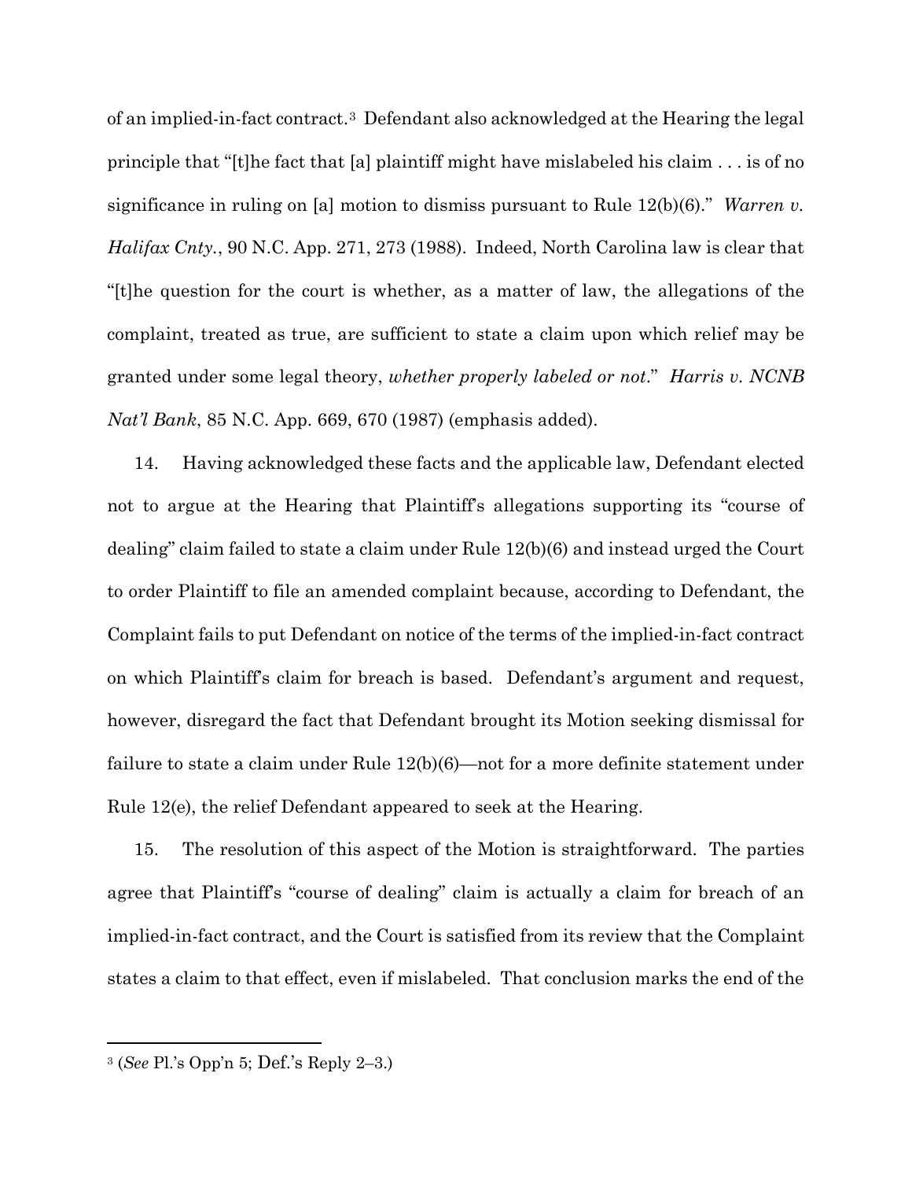of an implied-in-fact contract.[3] Defendant also acknowledged at the Hearing the legal principle that "[t]he fact that [a] plaintiff might have mislabeled his claim . . . is of no significance in ruling on [a] motion to dismiss pursuant to Rule 12(b)(6)." *Warren v. Halifax Cnty.*, 90 N.C. App. 271, 273 (1988). Indeed, North Carolina law is clear that "[t]he question for the court is whether, as a matter of law, the allegations of the complaint, treated as true, are sufficient to state a claim upon which relief may be granted under some legal theory, *whether properly labeled or not*." *Harris v. NCNB Nat'l Bank*, 85 N.C. App. 669, 670 (1987) (emphasis added).

14. Having acknowledged these facts and the applicable law, Defendant elected not to argue at the Hearing that Plaintiff's allegations supporting its "course of dealing" claim failed to state a claim under Rule 12(b)(6) and instead urged the Court to order Plaintiff to file an amended complaint because, according to Defendant, the Complaint fails to put Defendant on notice of the terms of the implied-in-fact contract on which Plaintiff's claim for breach is based. Defendant's argument and request, however, disregard the fact that Defendant brought its Motion seeking dismissal for failure to state a claim under Rule 12(b)(6)—not for a more definite statement under Rule 12(e), the relief Defendant appeared to seek at the Hearing.

15. The resolution of this aspect of the Motion is straightforward. The parties agree that Plaintiff's "course of dealing" claim is actually a claim for breach of an implied-in-fact contract, and the Court is satisfied from its review that the Complaint states a claim to that effect, even if mislabeled. That conclusion marks the end of the

---

[3] (*See* Pl.'s Opp'n 5; Def.'s Reply 2–3.)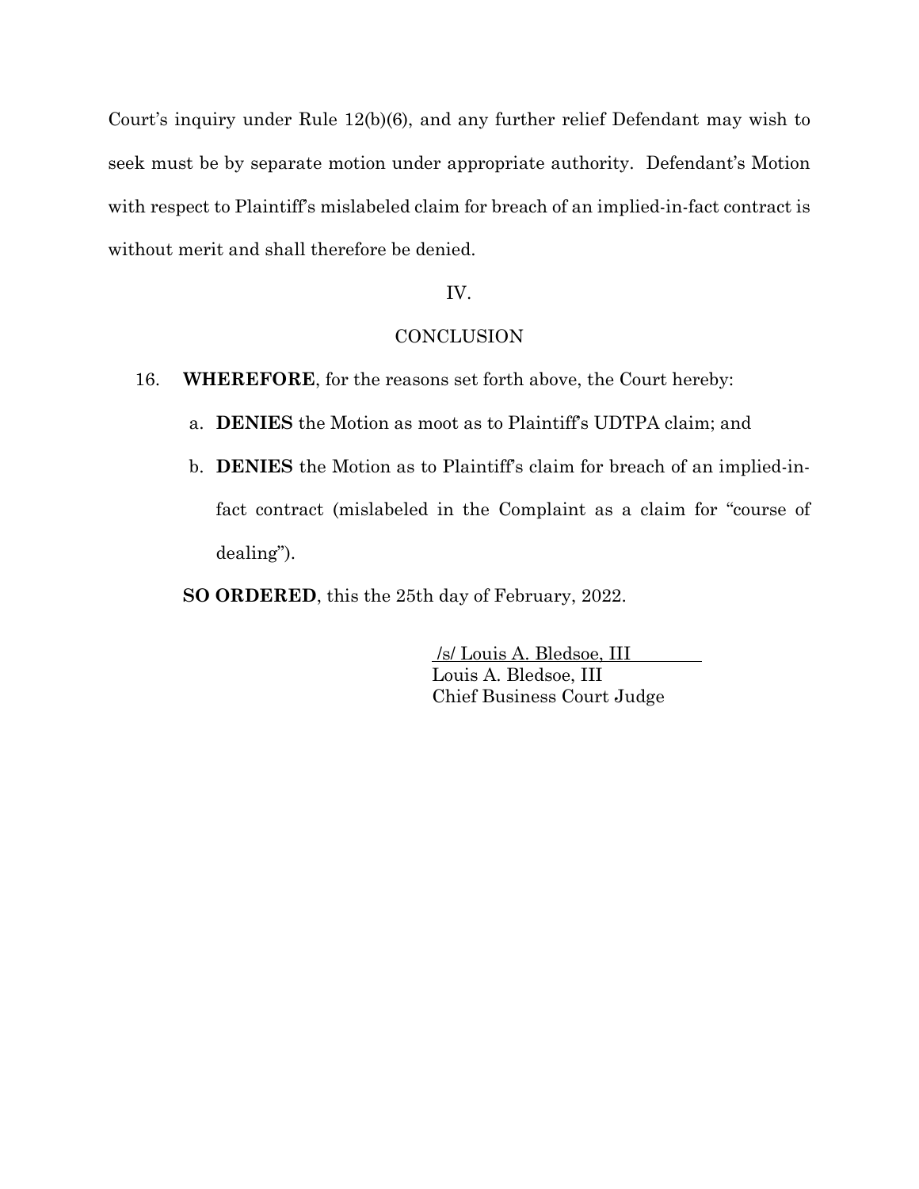Court's inquiry under Rule 12(b)(6), and any further relief Defendant may wish to seek must be by separate motion under appropriate authority. Defendant's Motion with respect to Plaintiff's mislabeled claim for breach of an implied-in-fact contract is without merit and shall therefore be denied.

## IV.

## CONCLUSION

16. **WHEREFORE**, for the reasons set forth above, the Court hereby:

    a. **DENIES** the Motion as moot as to Plaintiff's UDTPA claim; and

    b. **DENIES** the Motion as to Plaintiff's claim for breach of an implied-in-fact contract (mislabeled in the Complaint as a claim for "course of dealing").

**SO ORDERED**, this the 25th day of February, 2022.

/s/ Louis A. Bledsoe, III
Louis A. Bledsoe, III
Chief Business Court Judge